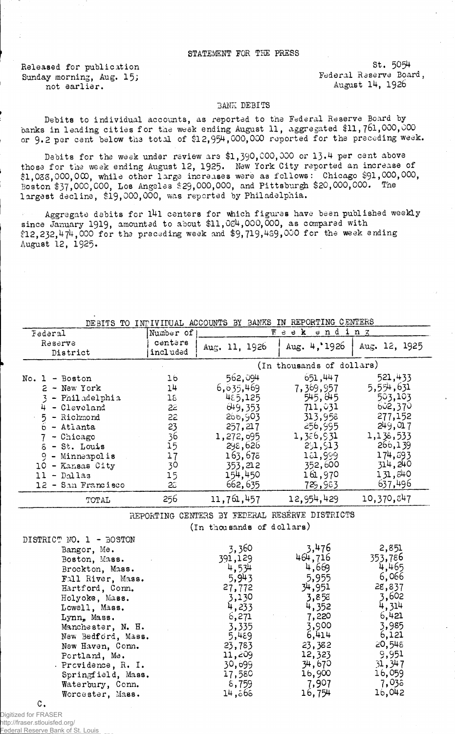STATEMENT FOR THE PRESS

Released for publication Sunday morning, Aug. 15; not earlier.

St. 5054
Federal Reserve Board,
August 14, 1926

BANK DEBITS

Debits to individual accounts, as reported to the Federal Reserve Board by banks in leading cities for the week ending August 11, aggregated $11,761,000,000 or 9.2 per cent below the total of $12,954,000,000 reported for the preceding week.

Debits for the week under review are $1,390,000,000 or 13.4 per cent above those for the week ending August 12, 1925. New York City reported an increase of $1,088,000,000, while other large increases were as follows: Chicago $91,000,000, Boston $37,000,000, Los Angeles $29,000,000, and Pittsburgh $20,000,000. The largest decline, $19,000,000, was reported by Philadelphia.

Aggregate debits for 141 centers for which figures have been published weekly since January 1919, amounted to about $11,084,000,000, as compared with $12,232,474,000 for the preceding week and $9,719,489,000 for the week ending August 12, 1925.

DEBITS TO INDIVIDUAL ACCOUNTS BY BANKS IN REPORTING CENTERS

| Federal Reserve District | Number of centers included | Week ending Aug. 11, 1926 | Aug. 4, 1926 | Aug. 12, 1925 |
|---|---|---|---|---|
| | | (In thousands of dollars) | | |
| No. 1 - Boston | 16 | 562,094 | 651,447 | 521,433 |
| 2 - New York | 14 | 6,635,469 | 7,369,957 | 5,554,631 |
| 3 - Philadelphia | 18 | 485,125 | 545,645 | 503,103 |
| 4 - Cleveland | 22 | 649,353 | 711,031 | 602,370 |
| 5 - Richmond | 22 | 266,903 | 313,958 | 277,152 |
| 6 - Atlanta | 23 | 257,217 | 256,995 | 249,017 |
| 7 - Chicago | 36 | 1,272,095 | 1,386,931 | 1,138,533 |
| 8 - St. Louis | 15 | 298,626 | 291,913 | 266,139 |
| 9 - Minneapolis | 17 | 163,678 | 161,999 | 174,893 |
| 10 - Kansas City | 30 | 353,212 | 352,600 | 314,240 |
| 11 - Dallas | 15 | 154,450 | 161,970 | 131,840 |
| 12 - San Francisco | 28 | 662,635 | 729,983 | 637,496 |
| TOTAL | 256 | 11,761,457 | 12,954,429 | 10,370,847 |

REPORTING CENTERS BY FEDERAL RESERVE DISTRICTS

(In thousands of dollars)

| DISTRICT NO. 1 - BOSTON | Aug. 11, 1926 | Aug. 4, 1926 | Aug. 12, 1925 |
|---|---|---|---|
| Bangor, Me. | 3,360 | 3,476 | 2,851 |
| Boston, Mass. | 391,129 | 464,716 | 353,786 |
| Brockton, Mass. | 4,534 | 4,669 | 4,465 |
| Fall River, Mass. | 5,943 | 5,955 | 6,066 |
| Hartford, Conn. | 27,772 | 34,951 | 28,837 |
| Holyoke, Mass. | 3,130 | 3,858 | 3,602 |
| Lowell, Mass. | 4,233 | 4,352 | 4,314 |
| Lynn, Mass. | 6,271 | 7,220 | 6,421 |
| Manchester, N. H. | 3,335 | 3,900 | 3,985 |
| New Bedford, Mass. | 5,489 | 6,414 | 6,121 |
| New Haven, Conn. | 23,783 | 23,382 | 20,548 |
| Portland, Me. | 11,209 | 12,323 | 9,951 |
| Providence, R. I. | 30,099 | 34,670 | 31,347 |
| Springfield, Mass. | 17,580 | 16,900 | 16,059 |
| Waterbury, Conn. | 8,759 | 7,907 | 7,038 |
| Worcester, Mass. | 14,868 | 16,754 | 16,042 |

C.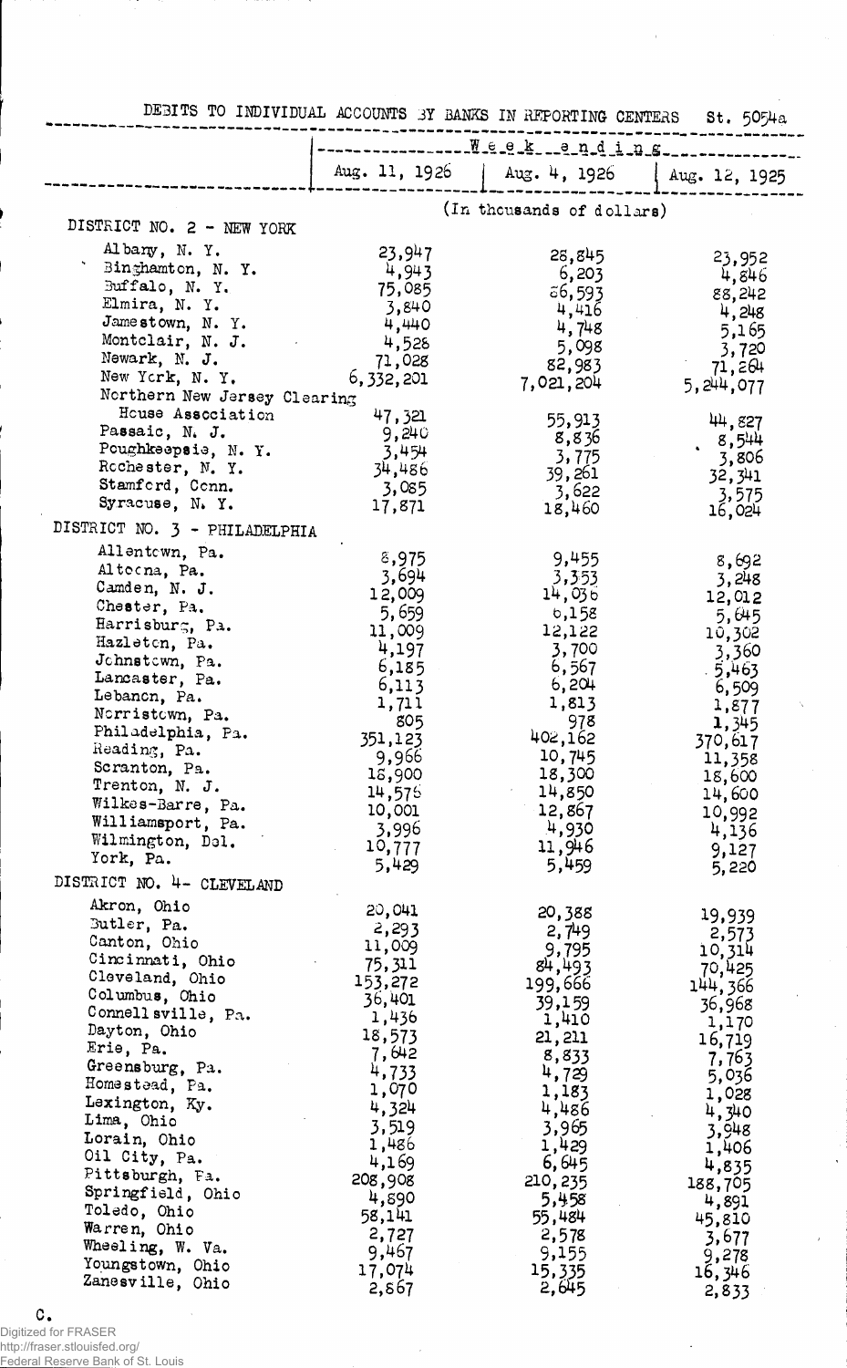DEBITS TO INDIVIDUAL ACCOUNTS BY BANKS IN REPORTING CENTERS St. 5054a

| | Week ending | | |
|---|---|---|---|
| | Aug. 11, 1926 | Aug. 4, 1926 | Aug. 12, 1925 |
| | (In thousands of dollars) | | |
| **DISTRICT NO. 2 - NEW YORK** | | | |
| Albany, N. Y. | 23,947 | 28,845 | 23,952 |
| Binghamton, N. Y. | 4,943 | 6,203 | 4,846 |
| Buffalo, N. Y. | 75,085 | 86,593 | 88,242 |
| Elmira, N. Y. | 3,840 | 4,416 | 4,248 |
| Jamestown, N. Y. | 4,440 | 4,748 | 5,165 |
| Montclair, N. J. | 4,528 | 5,098 | 3,720 |
| Newark, N. J. | 71,028 | 82,983 | 71,264 |
| New York, N. Y. | 6,332,201 | 7,021,204 | 5,244,077 |
| Northern New Jersey Clearing House Association | 47,321 | 55,913 | 44,827 |
| Passaic, N. J. | 9,240 | 8,836 | 8,544 |
| Poughkeepsie, N. Y. | 3,454 | 3,775 | 3,806 |
| Rochester, N. Y. | 34,486 | 39,261 | 32,341 |
| Stamford, Conn. | 3,085 | 3,622 | 3,575 |
| Syracuse, N. Y. | 17,871 | 18,460 | 16,024 |
| **DISTRICT NO. 3 - PHILADELPHIA** | | | |
| Allentown, Pa. | 8,975 | 9,455 | 8,692 |
| Altoona, Pa. | 3,694 | 3,353 | 3,248 |
| Camden, N. J. | 12,009 | 14,036 | 12,012 |
| Chester, Pa. | 5,659 | 6,158 | 5,645 |
| Harrisburg, Pa. | 11,009 | 12,122 | 10,302 |
| Hazleton, Pa. | 4,197 | 3,700 | 3,360 |
| Johnstown, Pa. | 6,185 | 6,567 | 5,463 |
| Lancaster, Pa. | 6,113 | 6,204 | 6,509 |
| Lebanon, Pa. | 1,711 | 1,813 | 1,877 |
| Norristown, Pa. | 805 | 978 | 1,345 |
| Philadelphia, Pa. | 351,123 | 402,162 | 370,617 |
| Reading, Pa. | 9,966 | 10,745 | 11,358 |
| Scranton, Pa. | 18,900 | 18,300 | 18,600 |
| Trenton, N. J. | 14,576 | 14,850 | 14,600 |
| Wilkes-Barre, Pa. | 10,001 | 12,867 | 10,992 |
| Williamsport, Pa. | 3,996 | 4,930 | 4,136 |
| Wilmington, Del. | 10,777 | 11,946 | 9,127 |
| York, Pa. | 5,429 | 5,459 | 5,220 |
| **DISTRICT NO. 4 - CLEVELAND** | | | |
| Akron, Ohio | 20,041 | 20,388 | 19,939 |
| Butler, Pa. | 2,293 | 2,749 | 2,573 |
| Canton, Ohio | 11,009 | 9,795 | 10,314 |
| Cincinnati, Ohio | 75,311 | 84,493 | 70,425 |
| Cleveland, Ohio | 153,272 | 199,666 | 144,366 |
| Columbus, Ohio | 36,401 | 39,159 | 36,968 |
| Connellsville, Pa. | 1,436 | 1,410 | 1,170 |
| Dayton, Ohio | 18,573 | 21,211 | 16,719 |
| Erie, Pa. | 7,642 | 8,833 | 7,763 |
| Greensburg, Pa. | 4,733 | 4,729 | 5,036 |
| Homestead, Pa. | 1,070 | 1,183 | 1,028 |
| Lexington, Ky. | 4,324 | 4,486 | 4,340 |
| Lima, Ohio | 3,519 | 3,965 | 3,948 |
| Lorain, Ohio | 1,486 | 1,429 | 1,406 |
| Oil City, Pa. | 4,169 | 6,645 | 4,835 |
| Pittsburgh, Pa. | 208,908 | 210,235 | 188,705 |
| Springfield, Ohio | 4,890 | 5,458 | 4,891 |
| Toledo, Ohio | 58,141 | 55,484 | 45,810 |
| Warren, Ohio | 2,727 | 2,578 | 3,677 |
| Wheeling, W. Va. | 9,467 | 9,155 | 9,278 |
| Youngstown, Ohio | 17,074 | 15,335 | 16,346 |
| Zanesville, Ohio | 2,867 | 2,645 | 2,833 |

C.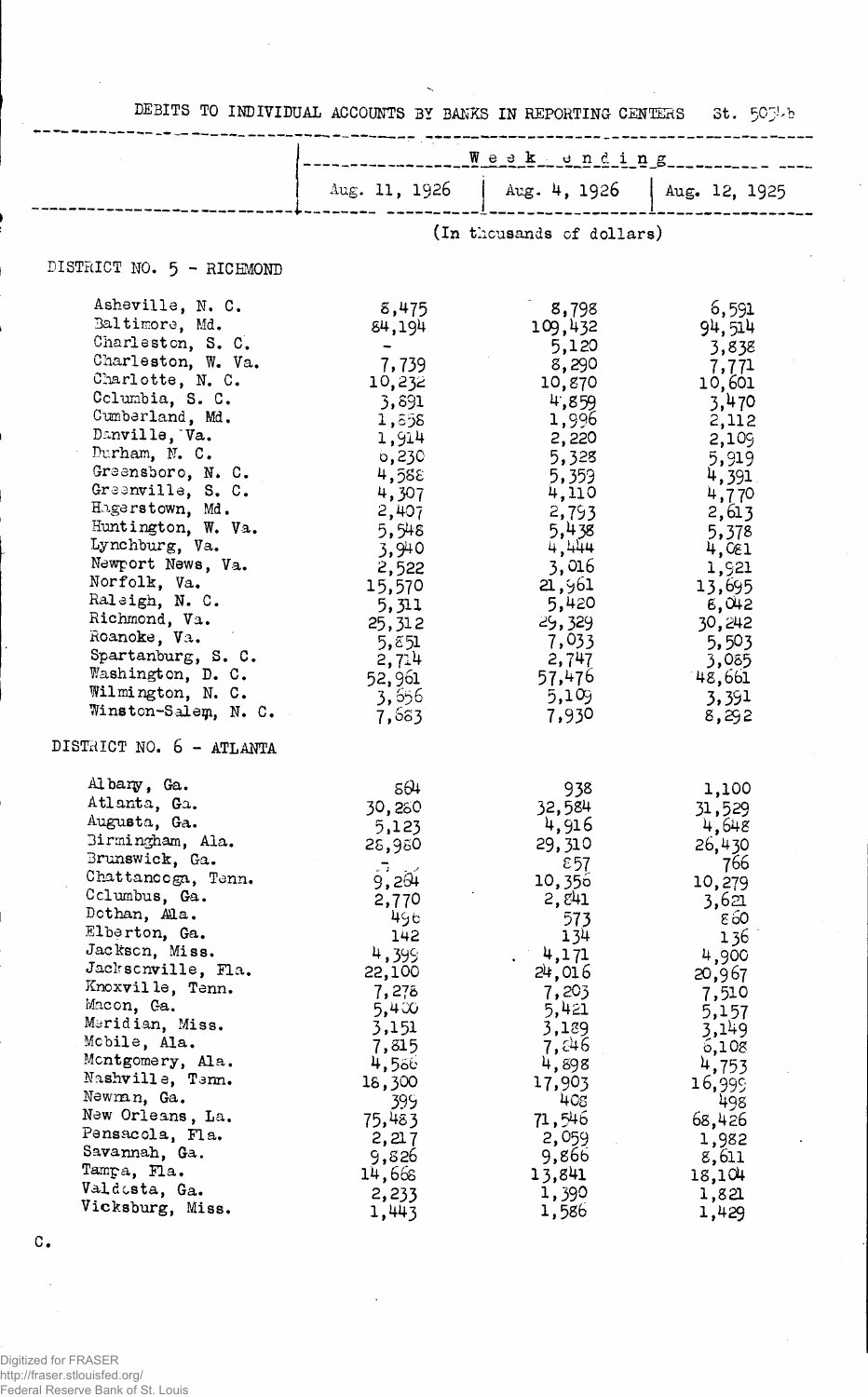DEBITS TO INDIVIDUAL ACCOUNTS BY BANKS IN REPORTING CENTERS St. 5034b

| | Week ending | | |
|---|---|---|---|
| | Aug. 11, 1926 | Aug. 4, 1926 | Aug. 12, 1925 |
| | (In thousands of dollars) | | |
| **DISTRICT NO. 5 - RICHMOND** | | | |
| Asheville, N. C. | 8,475 | 8,798 | 6,591 |
| Baltimore, Md. | 84,194 | 109,432 | 94,514 |
| Charleston, S. C. | - | 5,120 | 3,838 |
| Charleston, W. Va. | 7,739 | 8,290 | 7,771 |
| Charlotte, N. C. | 10,232 | 10,870 | 10,601 |
| Columbia, S. C. | 3,891 | 4,859 | 3,470 |
| Cumberland, Md. | 1,858 | 1,996 | 2,112 |
| Danville, Va. | 1,914 | 2,220 | 2,109 |
| Durham, N. C. | 6,230 | 5,328 | 5,919 |
| Greensboro, N. C. | 4,588 | 5,359 | 4,391 |
| Greenville, S. C. | 4,307 | 4,110 | 4,770 |
| Hagerstown, Md. | 2,407 | 2,793 | 2,613 |
| Huntington, W. Va. | 5,548 | 5,438 | 5,378 |
| Lynchburg, Va. | 3,940 | 4,444 | 4,081 |
| Newport News, Va. | 2,522 | 3,016 | 1,921 |
| Norfolk, Va. | 15,570 | 21,961 | 13,695 |
| Raleigh, N. C. | 5,311 | 5,420 | 8,042 |
| Richmond, Va. | 25,312 | 29,329 | 30,242 |
| Roanoke, Va. | 5,851 | 7,033 | 5,503 |
| Spartanburg, S. C. | 2,714 | 2,747 | 3,085 |
| Washington, D. C. | 52,961 | 57,476 | 48,661 |
| Wilmington, N. C. | 3,656 | 5,109 | 3,391 |
| Winston-Salem, N. C. | 7,683 | 7,930 | 8,292 |
| **DISTRICT NO. 6 - ATLANTA** | | | |
| Albany, Ga. | 864 | 938 | 1,100 |
| Atlanta, Ga. | 30,280 | 32,584 | 31,529 |
| Augusta, Ga. | 5,123 | 4,916 | 4,648 |
| Birmingham, Ala. | 28,980 | 29,310 | 26,430 |
| Brunswick, Ga. | - | 857 | 766 |
| Chattanooga, Tenn. | 9,284 | 10,356 | 10,279 |
| Columbus, Ga. | 2,770 | 2,841 | 3,621 |
| Dothan, Ala. | 496 | 573 | 860 |
| Elberton, Ga. | 142 | 134 | 136 |
| Jackson, Miss. | 4,399 | 4,171 | 4,900 |
| Jacksonville, Fla. | 22,100 | 24,016 | 20,967 |
| Knoxville, Tenn. | 7,278 | 7,203 | 7,510 |
| Macon, Ga. | 5,400 | 5,421 | 5,157 |
| Meridian, Miss. | 3,151 | 3,189 | 3,149 |
| Mobile, Ala. | 7,815 | 7,846 | 6,108 |
| Montgomery, Ala. | 4,566 | 4,898 | 4,753 |
| Nashville, Tenn. | 18,300 | 17,903 | 16,999 |
| Newnan, Ga. | 399 | 408 | 498 |
| New Orleans, La. | 75,483 | 71,546 | 68,426 |
| Pensacola, Fla. | 2,217 | 2,059 | 1,982 |
| Savannah, Ga. | 9,826 | 9,866 | 8,611 |
| Tampa, Fla. | 14,668 | 13,841 | 18,104 |
| Valdosta, Ga. | 2,233 | 1,390 | 1,821 |
| Vicksburg, Miss. | 1,443 | 1,586 | 1,429 |

C.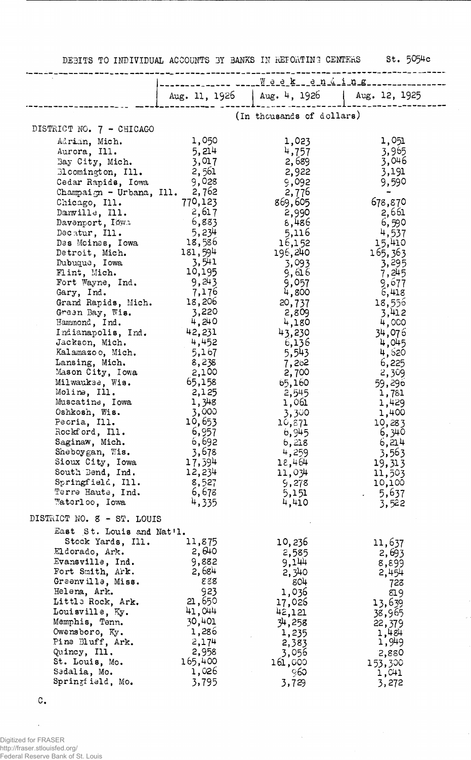DEBITS TO INDIVIDUAL ACCOUNTS BY BANKS IN REPORTING CENTERS St. 5054c

| | Week ending | | |
|---|---|---|---|
| | Aug. 11, 1926 | Aug. 4, 1926 | Aug. 12, 1925 |
| | (In thousands of dollars) | | |
| DISTRICT NO. 7 - CHICAGO | | | |
| Adrian, Mich. | 1,050 | 1,023 | 1,051 |
| Aurora, Ill. | 5,214 | 4,757 | 3,965 |
| Bay City, Mich. | 3,017 | 2,689 | 3,046 |
| Bloomington, Ill. | 2,561 | 2,922 | 3,191 |
| Cedar Rapids, Iowa | 9,028 | 9,092 | 9,590 |
| Champaign - Urbana, Ill. | 2,762 | 2,776 | - |
| Chicago, Ill. | 770,123 | 869,605 | 678,870 |
| Danville, Ill. | 2,617 | 2,990 | 2,661 |
| Davenport, Iowa | 6,883 | 8,486 | 6,590 |
| Decatur, Ill. | 5,234 | 5,116 | 4,537 |
| Des Moines, Iowa | 18,586 | 16,152 | 15,410 |
| Detroit, Mich. | 181,594 | 196,240 | 165,363 |
| Dubuque, Iowa | 3,541 | 3,093 | 3,295 |
| Flint, Mich. | 10,195 | 9,616 | 7,245 |
| Fort Wayne, Ind. | 9,243 | 9,057 | 9,677 |
| Gary, Ind. | 7,176 | 4,800 | 6,418 |
| Grand Rapids, Mich. | 18,206 | 20,737 | 18,556 |
| Green Bay, Wis. | 3,220 | 2,809 | 3,412 |
| Hammond, Ind. | 4,240 | 4,180 | 4,000 |
| Indianapolis, Ind. | 42,231 | 43,230 | 34,076 |
| Jackson, Mich. | 4,452 | 6,136 | 4,045 |
| Kalamazoo, Mich. | 5,167 | 5,543 | 4,620 |
| Lansing, Mich. | 8,238 | 7,262 | 6,225 |
| Mason City, Iowa | 2,100 | 2,700 | 2,309 |
| Milwaukee, Wis. | 65,158 | 65,160 | 59,296 |
| Moline, Ill. | 2,125 | 2,545 | 1,781 |
| Muscatine, Iowa | 1,348 | 1,061 | 1,429 |
| Oshkosh, Wis. | 3,000 | 3,300 | 1,400 |
| Peoria, Ill. | 10,653 | 10,871 | 10,283 |
| Rockford, Ill. | 6,957 | 6,945 | 6,340 |
| Saginaw, Mich. | 6,692 | 6,218 | 6,214 |
| Sheboygan, Wis. | 3,678 | 4,259 | 3,563 |
| Sioux City, Iowa | 17,394 | 18,464 | 19,313 |
| South Bend, Ind. | 12,234 | 11,034 | 11,503 |
| Springfield, Ill. | 8,527 | 9,278 | 10,100 |
| Terre Haute, Ind. | 6,678 | 5,151 | 5,637 |
| Waterloo, Iowa | 4,335 | 4,410 | 3,522 |
| DISTRICT NO. 8 - ST. LOUIS | | | |
| East St. Louis and Nat'l. Stock Yards, Ill. | 11,875 | 10,236 | 11,637 |
| Eldorado, Ark. | 2,640 | 2,585 | 2,693 |
| Evansville, Ind. | 9,882 | 9,144 | 8,899 |
| Fort Smith, Ark. | 2,684 | 2,340 | 2,454 |
| Greenville, Miss. | 888 | 804 | 728 |
| Helena, Ark. | 923 | 1,036 | 819 |
| Little Rock, Ark. | 21,650 | 17,026 | 13,639 |
| Louisville, Ky. | 41,044 | 42,121 | 38,965 |
| Memphis, Tenn. | 30,401 | 34,258 | 22,379 |
| Owensboro, Ky. | 1,286 | 1,235 | 1,484 |
| Pine Bluff, Ark. | 2,174 | 2,383 | 1,949 |
| Quincy, Ill. | 2,958 | 3,056 | 2,880 |
| St. Louis, Mo. | 165,400 | 161,000 | 153,300 |
| Sedalia, Mo. | 1,026 | 960 | 1,041 |
| Springfield, Mo. | 3,795 | 3,729 | 3,272 |

C.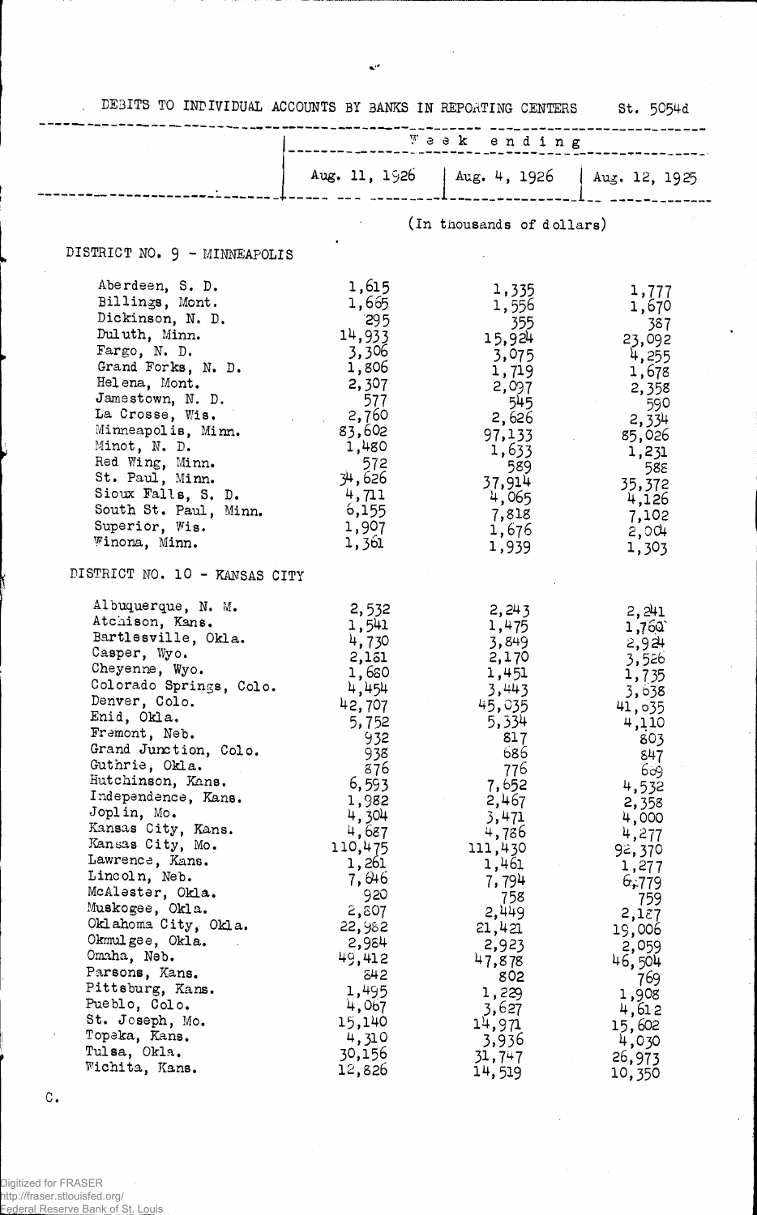DEBITS TO INDIVIDUAL ACCOUNTS BY BANKS IN REPORTING CENTERS St. 5054d

| | Week ending | | |
|---|---|---|---|
| | Aug. 11, 1926 | Aug. 4, 1926 | Aug. 12, 1925 |
| | (In thousands of dollars) | | |
| **DISTRICT NO. 9 - MINNEAPOLIS** | | | |
| Aberdeen, S. D. | 1,615 | 1,335 | 1,777 |
| Billings, Mont. | 1,665 | 1,556 | 1,670 |
| Dickinson, N. D. | 295 | 355 | 387 |
| Duluth, Minn. | 14,933 | 15,924 | 23,092 |
| Fargo, N. D. | 3,306 | 3,075 | 4,255 |
| Grand Forks, N. D. | 1,806 | 1,719 | 1,678 |
| Helena, Mont. | 2,307 | 2,097 | 2,358 |
| Jamestown, N. D. | 577 | 545 | 590 |
| La Crosse, Wis. | 2,760 | 2,626 | 2,334 |
| Minneapolis, Minn. | 83,602 | 97,133 | 85,026 |
| Minot, N. D. | 1,480 | 1,633 | 1,231 |
| Red Wing, Minn. | 572 | 589 | 588 |
| St. Paul, Minn. | 34,626 | 37,914 | 35,372 |
| Sioux Falls, S. D. | 4,711 | 4,065 | 4,126 |
| South St. Paul, Minn. | 6,155 | 7,818 | 7,102 |
| Superior, Wis. | 1,907 | 1,676 | 2,004 |
| Winona, Minn. | 1,361 | 1,939 | 1,303 |
| **DISTRICT NO. 10 - KANSAS CITY** | | | |
| Albuquerque, N. M. | 2,532 | 2,243 | 2,241 |
| Atchison, Kans. | 1,541 | 1,475 | 1,760 |
| Bartlesville, Okla. | 4,730 | 3,849 | 2,924 |
| Casper, Wyo. | 2,181 | 2,170 | 3,526 |
| Cheyenne, Wyo. | 1,680 | 1,451 | 1,735 |
| Colorado Springs, Colo. | 4,454 | 3,443 | 3,638 |
| Denver, Colo. | 42,707 | 45,035 | 41,035 |
| Enid, Okla. | 5,752 | 5,334 | 4,110 |
| Fremont, Neb. | 932 | 817 | 803 |
| Grand Junction, Colo. | 938 | 686 | 847 |
| Guthrie, Okla. | 876 | 776 | 669 |
| Hutchinson, Kans. | 6,593 | 7,652 | 4,532 |
| Independence, Kans. | 1,982 | 2,467 | 2,358 |
| Joplin, Mo. | 4,304 | 3,471 | 4,000 |
| Kansas City, Kans. | 4,687 | 4,786 | 4,277 |
| Kansas City, Mo. | 110,475 | 111,430 | 92,370 |
| Lawrence, Kans. | 1,261 | 1,461 | 1,277 |
| Lincoln, Neb. | 7,646 | 7,794 | 6,779 |
| McAlester, Okla. | 920 | 758 | 759 |
| Muskogee, Okla. | 2,807 | 2,449 | 2,127 |
| Oklahoma City, Okla. | 22,982 | 21,421 | 19,006 |
| Okmulgee, Okla. | 2,984 | 2,923 | 2,059 |
| Omaha, Neb. | 49,412 | 47,878 | 46,504 |
| Parsons, Kans. | 842 | 802 | 769 |
| Pittsburg, Kans. | 1,495 | 1,229 | 1,908 |
| Pueblo, Colo. | 4,067 | 3,627 | 4,612 |
| St. Joseph, Mo. | 15,140 | 14,971 | 15,602 |
| Topeka, Kans. | 4,310 | 3,936 | 4,030 |
| Tulsa, Okla. | 30,156 | 31,747 | 26,973 |
| Wichita, Kans. | 12,826 | 14,519 | 10,350 |

C.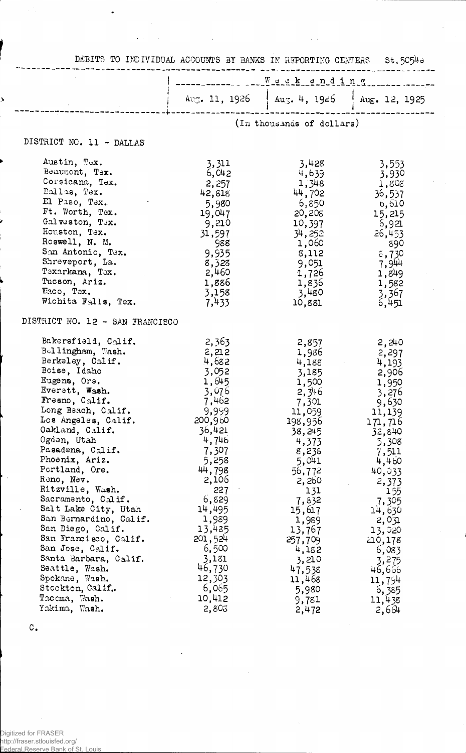DEBITS TO INDIVIDUAL ACCOUNTS BY BANKS IN REPORTING CENTERS St.5054e

| | Week ending | | |
|---|---|---|---|
| | Aug. 11, 1926 | Aug. 4, 1926 | Aug. 12, 1925 |
| | (In thousands of dollars) | | |
| **DISTRICT NO. 11 - DALLAS** | | | |
| Austin, Tex. | 3,311 | 3,428 | 3,553 |
| Beaumont, Tex. | 6,042 | 4,639 | 3,930 |
| Corsicana, Tex. | 2,257 | 1,348 | 1,808 |
| Dallas, Tex. | 42,818 | 44,702 | 36,537 |
| El Paso, Tex. | 5,980 | 6,850 | 6,610 |
| Ft. Worth, Tex. | 19,047 | 20,208 | 15,215 |
| Galveston, Tex. | 9,210 | 10,397 | 6,921 |
| Houston, Tex. | 31,597 | 34,252 | 26,453 |
| Roswell, N. M. | 988 | 1,060 | 890 |
| San Antonio, Tex. | 9,935 | 8,112 | 8,730 |
| Shreveport, La. | 8,328 | 9,051 | 7,944 |
| Texarkana, Tex. | 2,460 | 1,726 | 1,849 |
| Tucson, Ariz. | 1,886 | 1,836 | 1,582 |
| Waco, Tex. | 3,158 | 3,480 | 3,367 |
| Wichita Falls, Tex. | 7,433 | 10,881 | 6,451 |
| **DISTRICT NO. 12 - SAN FRANCISCO** | | | |
| Bakersfield, Calif. | 2,363 | 2,857 | 2,240 |
| Bellingham, Wash. | 2,212 | 1,986 | 2,297 |
| Berkeley, Calif. | 4,682 | 4,188 | 4,193 |
| Boise, Idaho | 3,052 | 3,185 | 2,906 |
| Eugene, Ore. | 1,645 | 1,500 | 1,950 |
| Everett, Wash. | 3,076 | 2,346 | 3,276 |
| Fresno, Calif. | 7,462 | 7,301 | 9,630 |
| Long Beach, Calif. | 9,999 | 11,059 | 11,139 |
| Los Angeles, Calif. | 200,960 | 198,956 | 171,716 |
| Oakland, Calif. | 36,421 | 38,245 | 32,840 |
| Ogden, Utah | 4,746 | 4,373 | 5,308 |
| Pasadena, Calif. | 7,307 | 8,238 | 7,511 |
| Phoenix, Ariz. | 5,258 | 5,041 | 4,460 |
| Portland, Ore. | 44,798 | 56,772 | 40,033 |
| Reno, Nev. | 2,106 | 2,260 | 2,373 |
| Ritzville, Wash. | 227 | 131 | 155 |
| Sacramento, Calif. | 6,829 | 7,832 | 7,305 |
| Salt Lake City, Utah | 14,495 | 15,617 | 14,630 |
| San Bernardino, Calif. | 1,989 | 1,989 | 2,031 |
| San Diego, Calif. | 13,485 | 13,767 | 13,020 |
| San Francisco, Calif. | 201,524 | 257,709 | 210,178 |
| San Jose, Calif. | 6,500 | 4,182 | 6,083 |
| Santa Barbara, Calif. | 3,181 | 3,210 | 3,275 |
| Seattle, Wash. | 46,730 | 47,538 | 46,666 |
| Spokane, Wash. | 12,303 | 11,468 | 11,794 |
| Stockton, Calif. | 6,065 | 5,980 | 6,385 |
| Tacoma, Wash. | 10,412 | 9,781 | 11,438 |
| Yakima, Wash. | 2,808 | 2,472 | 2,664 |

C.